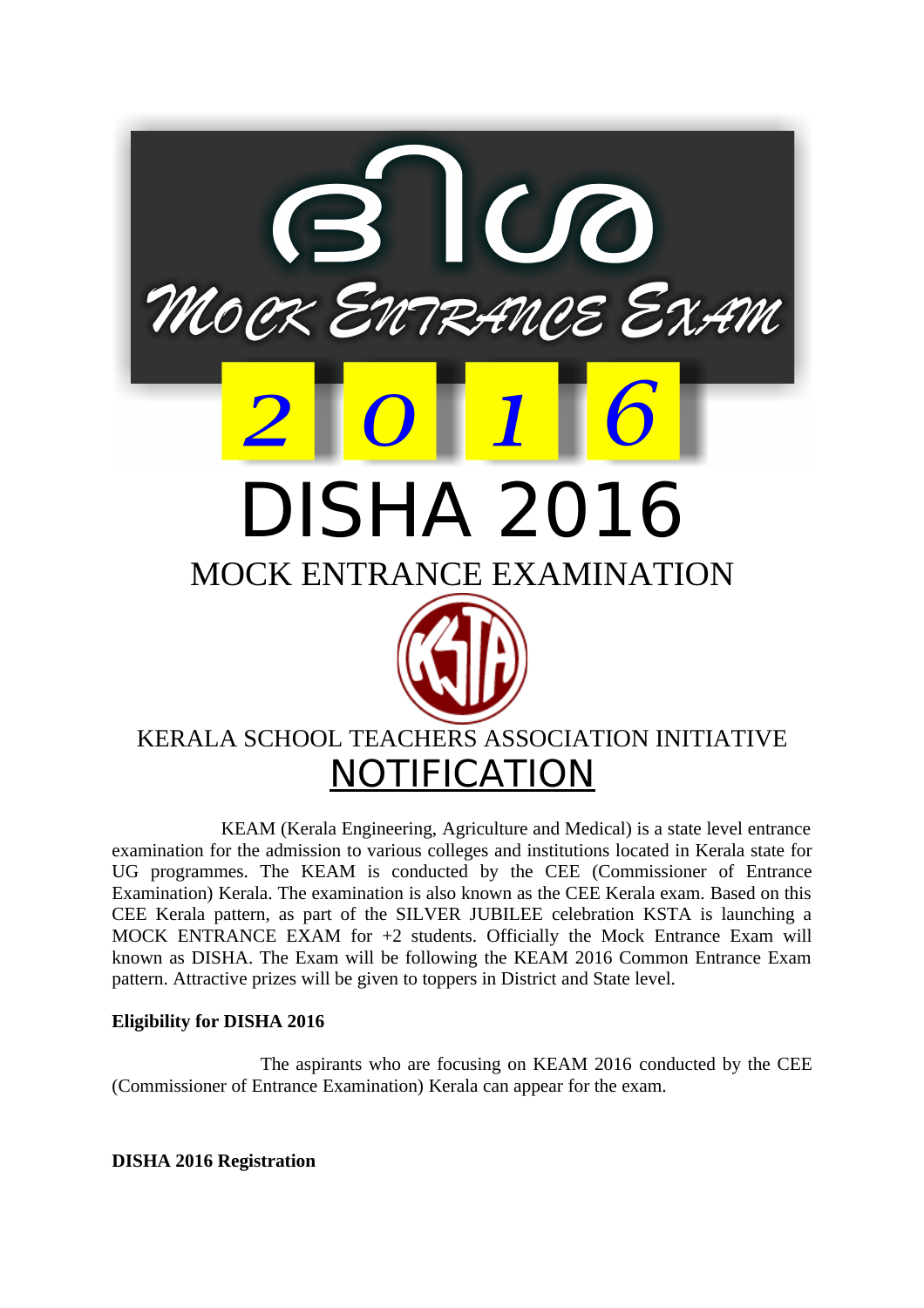ദിശ

MOCK ENTRANCE EXAM

2016

# DISHA 2016

## MOCK ENTRANCE EXAMINATION

KERALA SCHOOL TEACHERS ASSOCIATION INITIATIVE

## NOTIFICATION

KEAM (Kerala Engineering, Agriculture and Medical) is a state level entrance examination for the admission to various colleges and institutions located in Kerala state for UG programmes. The KEAM is conducted by the CEE (Commissioner of Entrance Examination) Kerala. The examination is also known as the CEE Kerala exam. Based on this CEE Kerala pattern, as part of the SILVER JUBILEE celebration KSTA is launching a MOCK ENTRANCE EXAM for +2 students. Officially the Mock Entrance Exam will known as DISHA. The Exam will be following the KEAM 2016 Common Entrance Exam pattern. Attractive prizes will be given to toppers in District and State level.

**Eligibility for DISHA 2016**

The aspirants who are focusing on KEAM 2016 conducted by the CEE (Commissioner of Entrance Examination) Kerala can appear for the exam.

**DISHA 2016 Registration**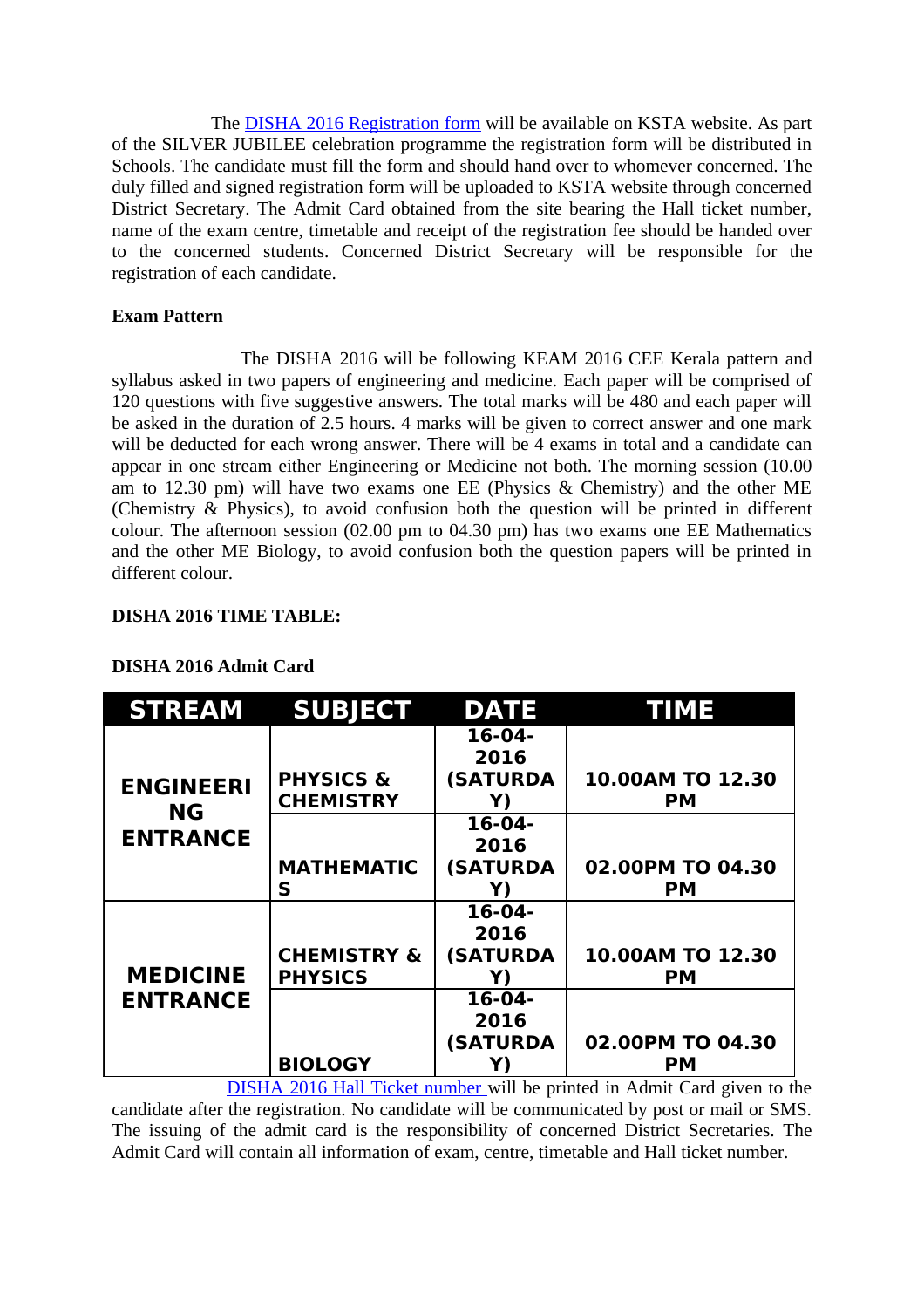The [DISHA 2016 Registration form]() will be available on KSTA website. As part of the SILVER JUBILEE celebration programme the registration form will be distributed in Schools. The candidate must fill the form and should hand over to whomever concerned. The duly filled and signed registration form will be uploaded to KSTA website through concerned District Secretary. The Admit Card obtained from the site bearing the Hall ticket number, name of the exam centre, timetable and receipt of the registration fee should be handed over to the concerned students. Concerned District Secretary will be responsible for the registration of each candidate.

**Exam Pattern**

The DISHA 2016 will be following KEAM 2016 CEE Kerala pattern and syllabus asked in two papers of engineering and medicine. Each paper will be comprised of 120 questions with five suggestive answers. The total marks will be 480 and each paper will be asked in the duration of 2.5 hours. 4 marks will be given to correct answer and one mark will be deducted for each wrong answer. There will be 4 exams in total and a candidate can appear in one stream either Engineering or Medicine not both. The morning session (10.00 am to 12.30 pm) will have two exams one EE (Physics & Chemistry) and the other ME (Chemistry & Physics), to avoid confusion both the question will be printed in different colour. The afternoon session (02.00 pm to 04.30 pm) has two exams one EE Mathematics and the other ME Biology, to avoid confusion both the question papers will be printed in different colour.

**DISHA 2016 TIME TABLE:**

**DISHA 2016 Admit Card**

| STREAM | SUBJECT | DATE | TIME |
|---|---|---|---|
| ENGINEERING ENTRANCE | PHYSICS & CHEMISTRY | 16-04-2016 (SATURDAY) | 10.00AM TO 12.30 PM |
| | MATHEMATICS | 16-04-2016 (SATURDAY) | 02.00PM TO 04.30 PM |
| MEDICINE ENTRANCE | CHEMISTRY & PHYSICS | 16-04-2016 (SATURDAY) | 10.00AM TO 12.30 PM |
| | BIOLOGY | 16-04-2016 (SATURDAY) | 02.00PM TO 04.30 PM |

[DISHA 2016 Hall Ticket number]() will be printed in Admit Card given to the candidate after the registration. No candidate will be communicated by post or mail or SMS. The issuing of the admit card is the responsibility of concerned District Secretaries. The Admit Card will contain all information of exam, centre, timetable and Hall ticket number.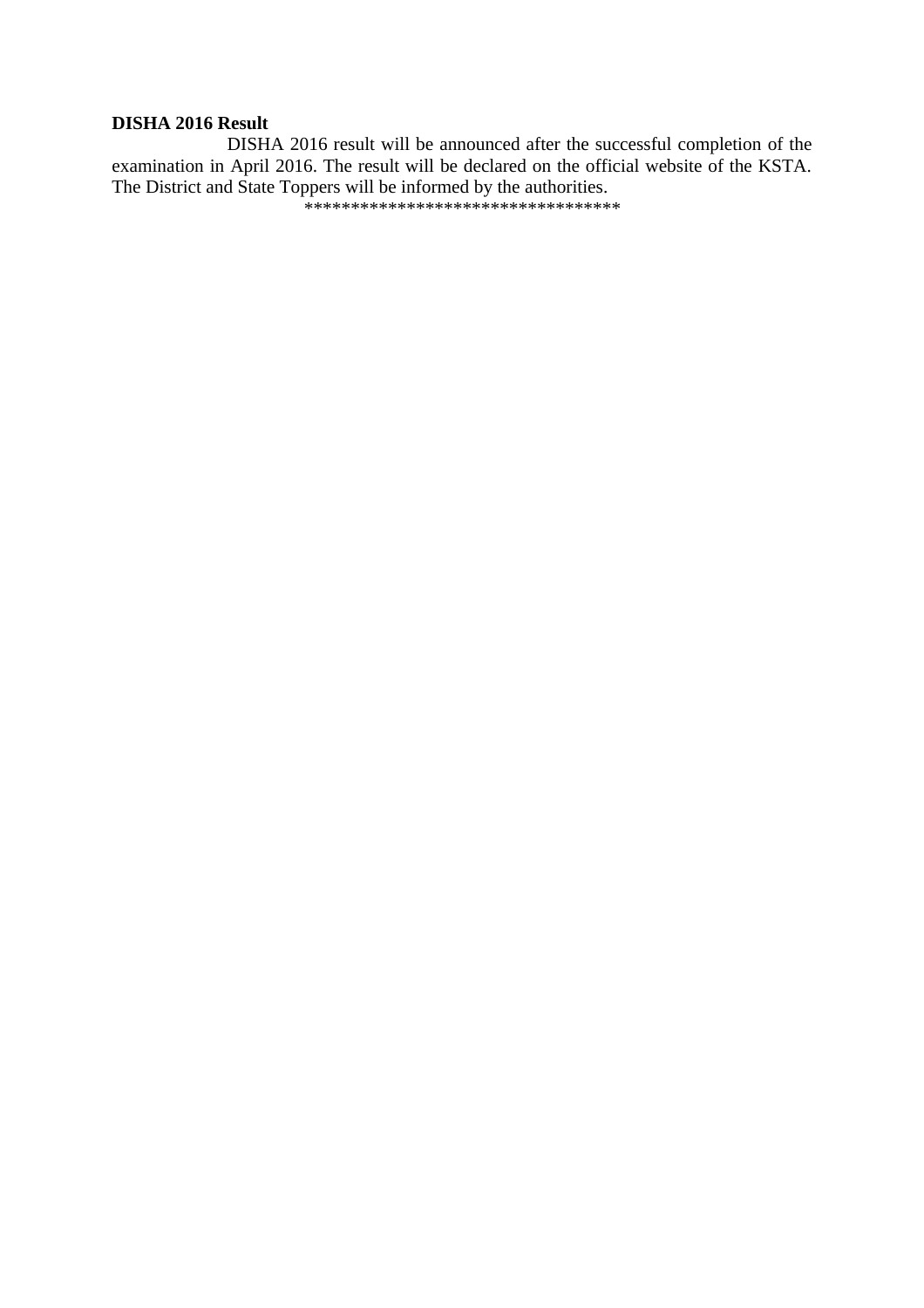**DISHA 2016 Result**

DISHA 2016 result will be announced after the successful completion of the examination in April 2016. The result will be declared on the official website of the KSTA. The District and State Toppers will be informed by the authorities.

*********************************